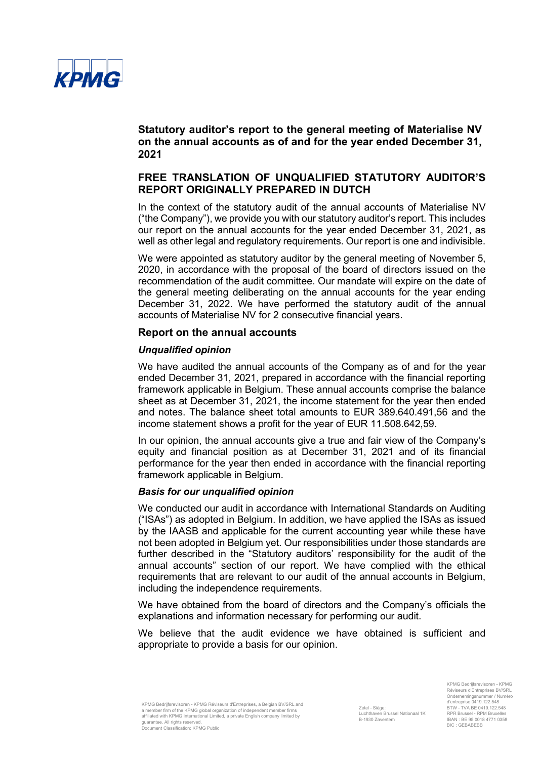# Statutory auditor's report to the general meeting of Materialise NV on the annual accounts as of and for the year ended December 31, 2021

## FREE TRANSLATION OF UNQUALIFIED STATUTORY AUDITOR'S REPORT ORIGINALLY PREPARED IN DUTCH

In the context of the statutory audit of the annual accounts of Materialise NV ("the Company"), we provide you with our statutory auditor's report. This includes our report on the annual accounts for the year ended December 31, 2021, as well as other legal and regulatory requirements. Our report is one and indivisible.

We were appointed as statutory auditor by the general meeting of November 5, 2020, in accordance with the proposal of the board of directors issued on the recommendation of the audit committee. Our mandate will expire on the date of the general meeting deliberating on the annual accounts for the year ending December 31, 2022. We have performed the statutory audit of the annual accounts of Materialise NV for 2 consecutive financial years.

## Report on the annual accounts

### *Unqualified opinion*

We have audited the annual accounts of the Company as of and for the year ended December 31, 2021, prepared in accordance with the financial reporting framework applicable in Belgium. These annual accounts comprise the balance sheet as at December 31, 2021, the income statement for the year then ended and notes. The balance sheet total amounts to EUR 389.640.491,56 and the income statement shows a profit for the year of EUR 11.508.642,59.

In our opinion, the annual accounts give a true and fair view of the Company's equity and financial position as at December 31, 2021 and of its financial performance for the year then ended in accordance with the financial reporting framework applicable in Belgium.

### *Basis for our unqualified opinion*

We conducted our audit in accordance with International Standards on Auditing ("ISAs") as adopted in Belgium. In addition, we have applied the ISAs as issued by the IAASB and applicable for the current accounting year while these have not been adopted in Belgium yet. Our responsibilities under those standards are further described in the "Statutory auditors' responsibility for the audit of the annual accounts" section of our report. We have complied with the ethical requirements that are relevant to our audit of the annual accounts in Belgium, including the independence requirements.

We have obtained from the board of directors and the Company's officials the explanations and information necessary for performing our audit.

We believe that the audit evidence we have obtained is sufficient and appropriate to provide a basis for our opinion.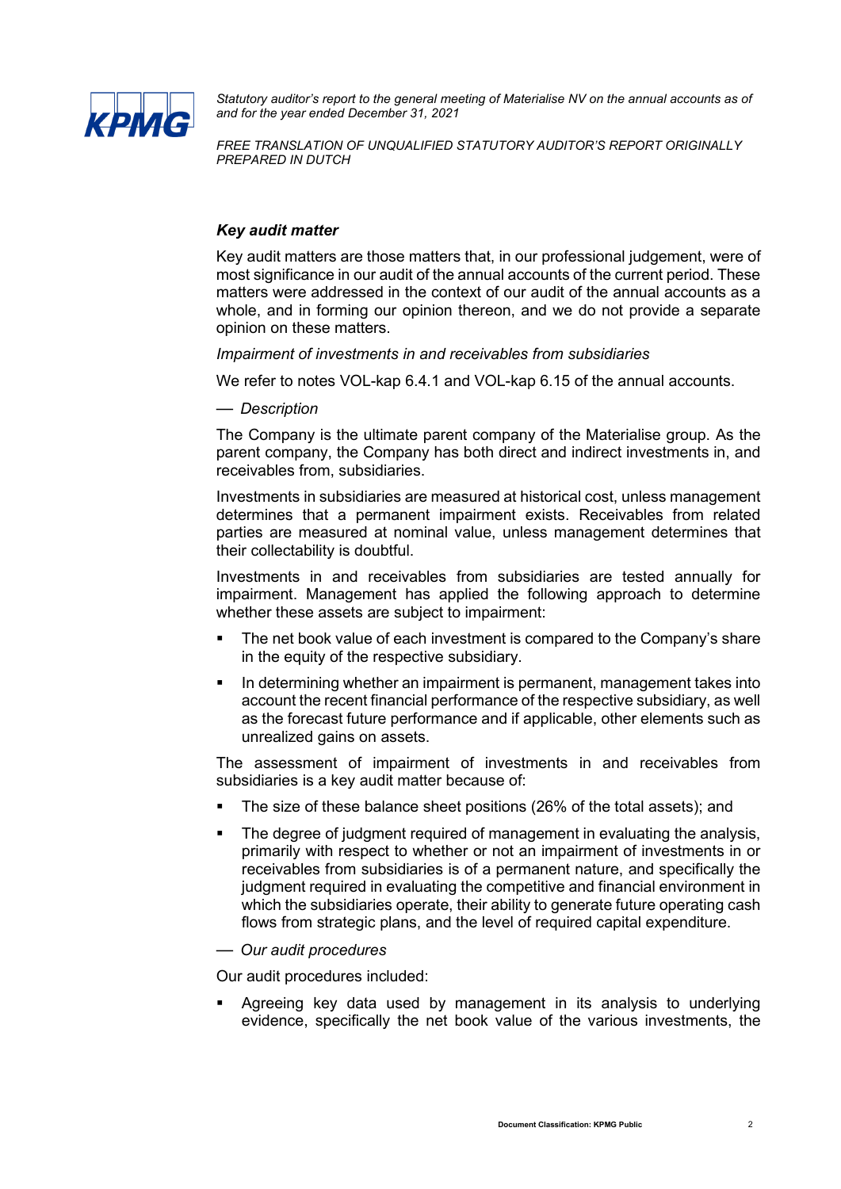### *Key audit matter*

Key audit matters are those matters that, in our professional judgement, were of most significance in our audit of the annual accounts of the current period. These matters were addressed in the context of our audit of the annual accounts as a whole, and in forming our opinion thereon, and we do not provide a separate opinion on these matters.

*Impairment of investments in and receivables from subsidiaries*

We refer to notes VOL-kap 6.4.1 and VOL-kap 6.15 of the annual accounts.

— *Description*

The Company is the ultimate parent company of the Materialise group. As the parent company, the Company has both direct and indirect investments in, and receivables from, subsidiaries.

Investments in subsidiaries are measured at historical cost, unless management determines that a permanent impairment exists. Receivables from related parties are measured at nominal value, unless management determines that their collectability is doubtful.

Investments in and receivables from subsidiaries are tested annually for impairment. Management has applied the following approach to determine whether these assets are subject to impairment:

- The net book value of each investment is compared to the Company's share in the equity of the respective subsidiary.
- In determining whether an impairment is permanent, management takes into account the recent financial performance of the respective subsidiary, as well as the forecast future performance and if applicable, other elements such as unrealized gains on assets.

The assessment of impairment of investments in and receivables from subsidiaries is a key audit matter because of:

- The size of these balance sheet positions (26% of the total assets); and
- The degree of judgment required of management in evaluating the analysis, primarily with respect to whether or not an impairment of investments in or receivables from subsidiaries is of a permanent nature, and specifically the judgment required in evaluating the competitive and financial environment in which the subsidiaries operate, their ability to generate future operating cash flows from strategic plans, and the level of required capital expenditure.

— *Our audit procedures*

Our audit procedures included:

- Agreeing key data used by management in its analysis to underlying evidence, specifically the net book value of the various investments, the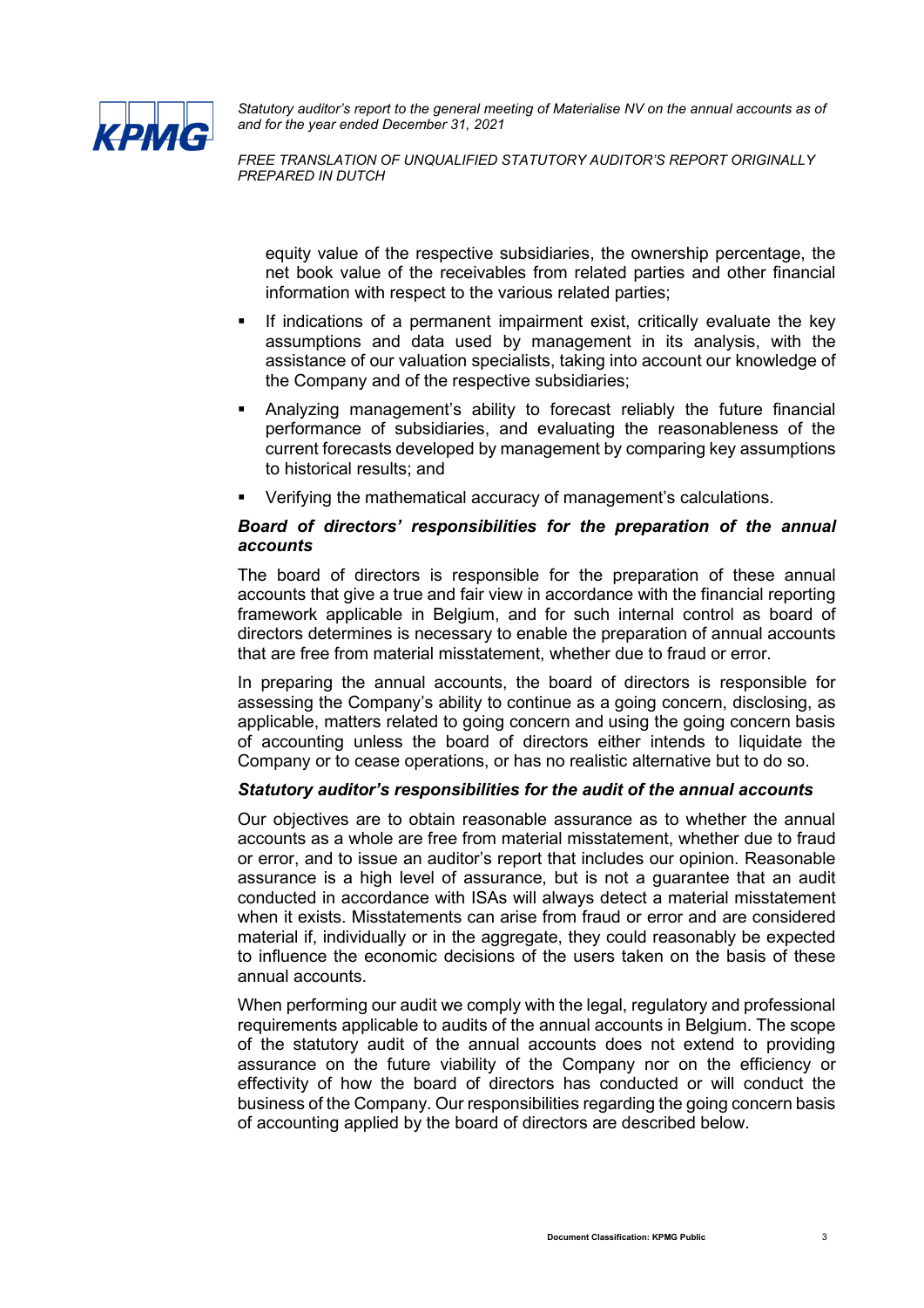equity value of the respective subsidiaries, the ownership percentage, the net book value of the receivables from related parties and other financial information with respect to the various related parties;

- If indications of a permanent impairment exist, critically evaluate the key assumptions and data used by management in its analysis, with the assistance of our valuation specialists, taking into account our knowledge of the Company and of the respective subsidiaries;
- Analyzing management's ability to forecast reliably the future financial performance of subsidiaries, and evaluating the reasonableness of the current forecasts developed by management by comparing key assumptions to historical results; and
- Verifying the mathematical accuracy of management's calculations.

***Board of directors' responsibilities for the preparation of the annual accounts***

The board of directors is responsible for the preparation of these annual accounts that give a true and fair view in accordance with the financial reporting framework applicable in Belgium, and for such internal control as board of directors determines is necessary to enable the preparation of annual accounts that are free from material misstatement, whether due to fraud or error.

In preparing the annual accounts, the board of directors is responsible for assessing the Company's ability to continue as a going concern, disclosing, as applicable, matters related to going concern and using the going concern basis of accounting unless the board of directors either intends to liquidate the Company or to cease operations, or has no realistic alternative but to do so.

***Statutory auditor's responsibilities for the audit of the annual accounts***

Our objectives are to obtain reasonable assurance as to whether the annual accounts as a whole are free from material misstatement, whether due to fraud or error, and to issue an auditor's report that includes our opinion. Reasonable assurance is a high level of assurance, but is not a guarantee that an audit conducted in accordance with ISAs will always detect a material misstatement when it exists. Misstatements can arise from fraud or error and are considered material if, individually or in the aggregate, they could reasonably be expected to influence the economic decisions of the users taken on the basis of these annual accounts.

When performing our audit we comply with the legal, regulatory and professional requirements applicable to audits of the annual accounts in Belgium. The scope of the statutory audit of the annual accounts does not extend to providing assurance on the future viability of the Company nor on the efficiency or effectivity of how the board of directors has conducted or will conduct the business of the Company. Our responsibilities regarding the going concern basis of accounting applied by the board of directors are described below.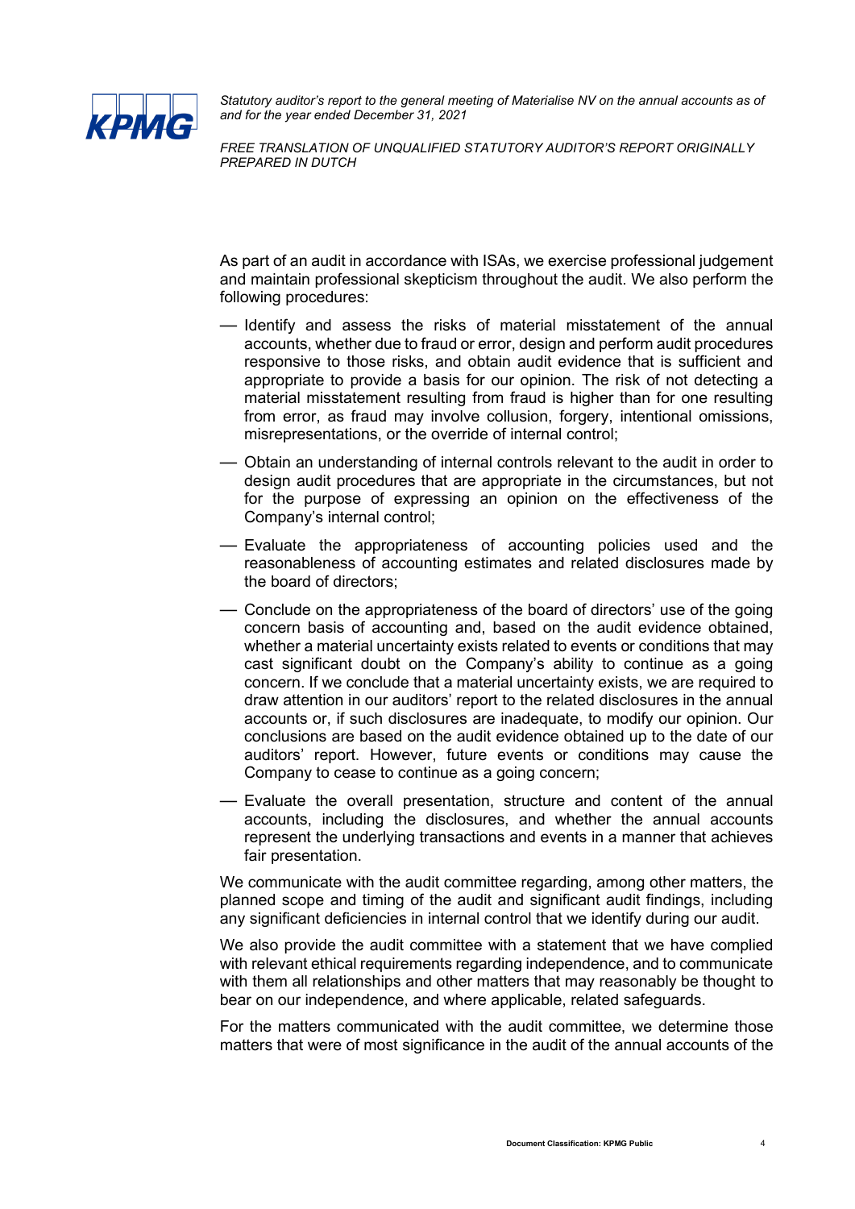As part of an audit in accordance with ISAs, we exercise professional judgement and maintain professional skepticism throughout the audit. We also perform the following procedures:

- Identify and assess the risks of material misstatement of the annual accounts, whether due to fraud or error, design and perform audit procedures responsive to those risks, and obtain audit evidence that is sufficient and appropriate to provide a basis for our opinion. The risk of not detecting a material misstatement resulting from fraud is higher than for one resulting from error, as fraud may involve collusion, forgery, intentional omissions, misrepresentations, or the override of internal control;
- Obtain an understanding of internal controls relevant to the audit in order to design audit procedures that are appropriate in the circumstances, but not for the purpose of expressing an opinion on the effectiveness of the Company's internal control;
- Evaluate the appropriateness of accounting policies used and the reasonableness of accounting estimates and related disclosures made by the board of directors;
- Conclude on the appropriateness of the board of directors' use of the going concern basis of accounting and, based on the audit evidence obtained, whether a material uncertainty exists related to events or conditions that may cast significant doubt on the Company's ability to continue as a going concern. If we conclude that a material uncertainty exists, we are required to draw attention in our auditors' report to the related disclosures in the annual accounts or, if such disclosures are inadequate, to modify our opinion. Our conclusions are based on the audit evidence obtained up to the date of our auditors' report. However, future events or conditions may cause the Company to cease to continue as a going concern;
- Evaluate the overall presentation, structure and content of the annual accounts, including the disclosures, and whether the annual accounts represent the underlying transactions and events in a manner that achieves fair presentation.

We communicate with the audit committee regarding, among other matters, the planned scope and timing of the audit and significant audit findings, including any significant deficiencies in internal control that we identify during our audit.

We also provide the audit committee with a statement that we have complied with relevant ethical requirements regarding independence, and to communicate with them all relationships and other matters that may reasonably be thought to bear on our independence, and where applicable, related safeguards.

For the matters communicated with the audit committee, we determine those matters that were of most significance in the audit of the annual accounts of the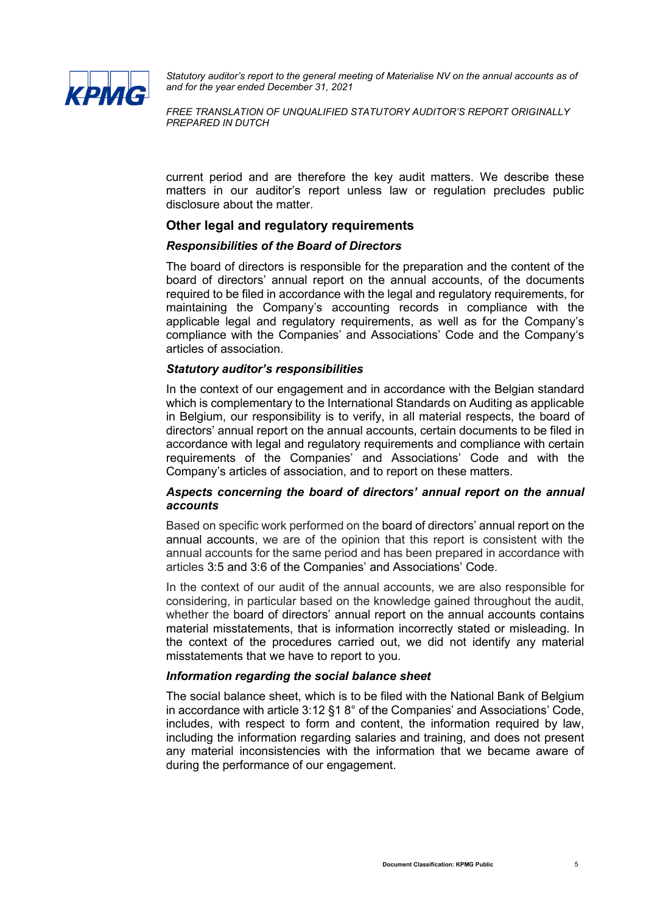current period and are therefore the key audit matters. We describe these matters in our auditor's report unless law or regulation precludes public disclosure about the matter.

## Other legal and regulatory requirements

### *Responsibilities of the Board of Directors*

The board of directors is responsible for the preparation and the content of the board of directors' annual report on the annual accounts, of the documents required to be filed in accordance with the legal and regulatory requirements, for maintaining the Company's accounting records in compliance with the applicable legal and regulatory requirements, as well as for the Company's compliance with the Companies' and Associations' Code and the Company's articles of association.

### *Statutory auditor's responsibilities*

In the context of our engagement and in accordance with the Belgian standard which is complementary to the International Standards on Auditing as applicable in Belgium, our responsibility is to verify, in all material respects, the board of directors' annual report on the annual accounts, certain documents to be filed in accordance with legal and regulatory requirements and compliance with certain requirements of the Companies' and Associations' Code and with the Company's articles of association, and to report on these matters.

### *Aspects concerning the board of directors' annual report on the annual accounts*

Based on specific work performed on the board of directors' annual report on the annual accounts, we are of the opinion that this report is consistent with the annual accounts for the same period and has been prepared in accordance with articles 3:5 and 3:6 of the Companies' and Associations' Code.

In the context of our audit of the annual accounts, we are also responsible for considering, in particular based on the knowledge gained throughout the audit, whether the board of directors' annual report on the annual accounts contains material misstatements, that is information incorrectly stated or misleading. In the context of the procedures carried out, we did not identify any material misstatements that we have to report to you.

### *Information regarding the social balance sheet*

The social balance sheet, which is to be filed with the National Bank of Belgium in accordance with article 3:12 §1 8° of the Companies' and Associations' Code, includes, with respect to form and content, the information required by law, including the information regarding salaries and training, and does not present any material inconsistencies with the information that we became aware of during the performance of our engagement.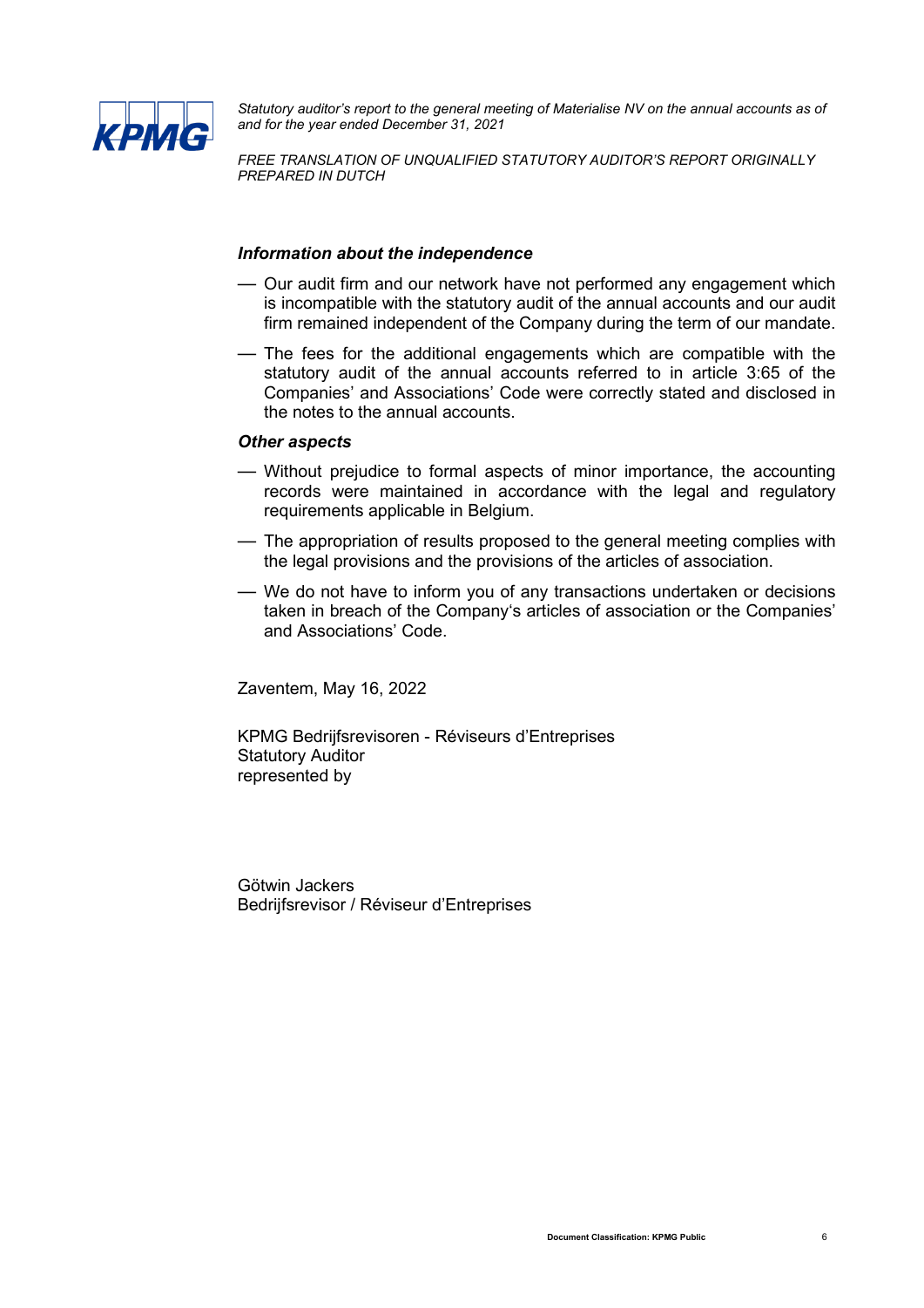### *Information about the independence*

- Our audit firm and our network have not performed any engagement which is incompatible with the statutory audit of the annual accounts and our audit firm remained independent of the Company during the term of our mandate.
- The fees for the additional engagements which are compatible with the statutory audit of the annual accounts referred to in article 3:65 of the Companies' and Associations' Code were correctly stated and disclosed in the notes to the annual accounts.

### *Other aspects*

- Without prejudice to formal aspects of minor importance, the accounting records were maintained in accordance with the legal and regulatory requirements applicable in Belgium.
- The appropriation of results proposed to the general meeting complies with the legal provisions and the provisions of the articles of association.
- We do not have to inform you of any transactions undertaken or decisions taken in breach of the Company's articles of association or the Companies' and Associations' Code.

Zaventem, May 16, 2022

KPMG Bedrijfsrevisoren - Réviseurs d'Entreprises
Statutory Auditor
represented by

Götwin Jackers
Bedrijfsrevisor / Réviseur d'Entreprises